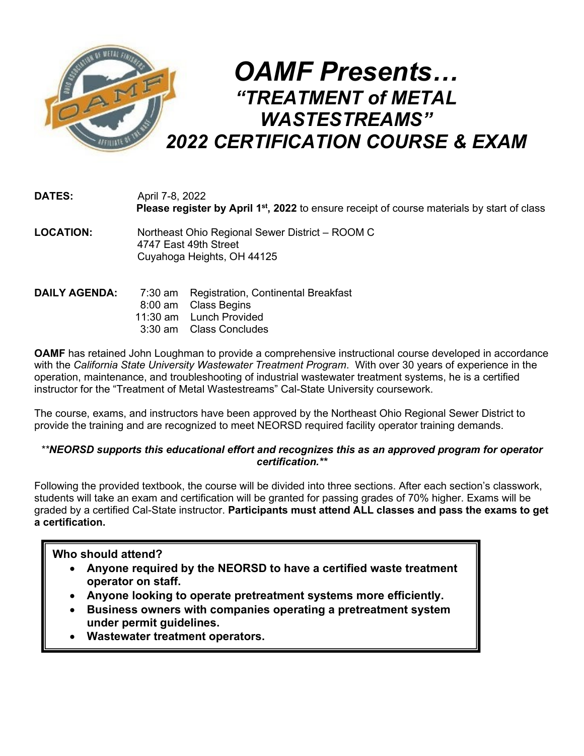# OAMF Presents…

## *"TREATMENT of METAL WASTESTREAMS"*

## *2022 CERTIFICATION COURSE & EXAM*

**DATES:** April 7-8, 2022
**Please register by April 1st, 2022** to ensure receipt of course materials by start of class

**LOCATION:** Northeast Ohio Regional Sewer District – ROOM C
4747 East 49th Street
Cuyahoga Heights, OH 44125

**DAILY AGENDA:**

| | |
|---|---|
| 7:30 am | Registration, Continental Breakfast |
| 8:00 am | Class Begins |
| 11:30 am | Lunch Provided |
| 3:30 am | Class Concludes |

**OAMF** has retained John Loughman to provide a comprehensive instructional course developed in accordance with the *California State University Wastewater Treatment Program*. With over 30 years of experience in the operation, maintenance, and troubleshooting of industrial wastewater treatment systems, he is a certified instructor for the "Treatment of Metal Wastestreams" Cal-State University coursework.

The course, exams, and instructors have been approved by the Northeast Ohio Regional Sewer District to provide the training and are recognized to meet NEORSD required facility operator training demands.

***\*\*NEORSD supports this educational effort and recognizes this as an approved program for operator certification.\*\****

Following the provided textbook, the course will be divided into three sections. After each section's classwork, students will take an exam and certification will be granted for passing grades of 70% higher. Exams will be graded by a certified Cal-State instructor. **Participants must attend ALL classes and pass the exams to get a certification.**

**Who should attend?**

- **Anyone required by the NEORSD to have a certified waste treatment operator on staff.**
- **Anyone looking to operate pretreatment systems more efficiently.**
- **Business owners with companies operating a pretreatment system under permit guidelines.**
- **Wastewater treatment operators.**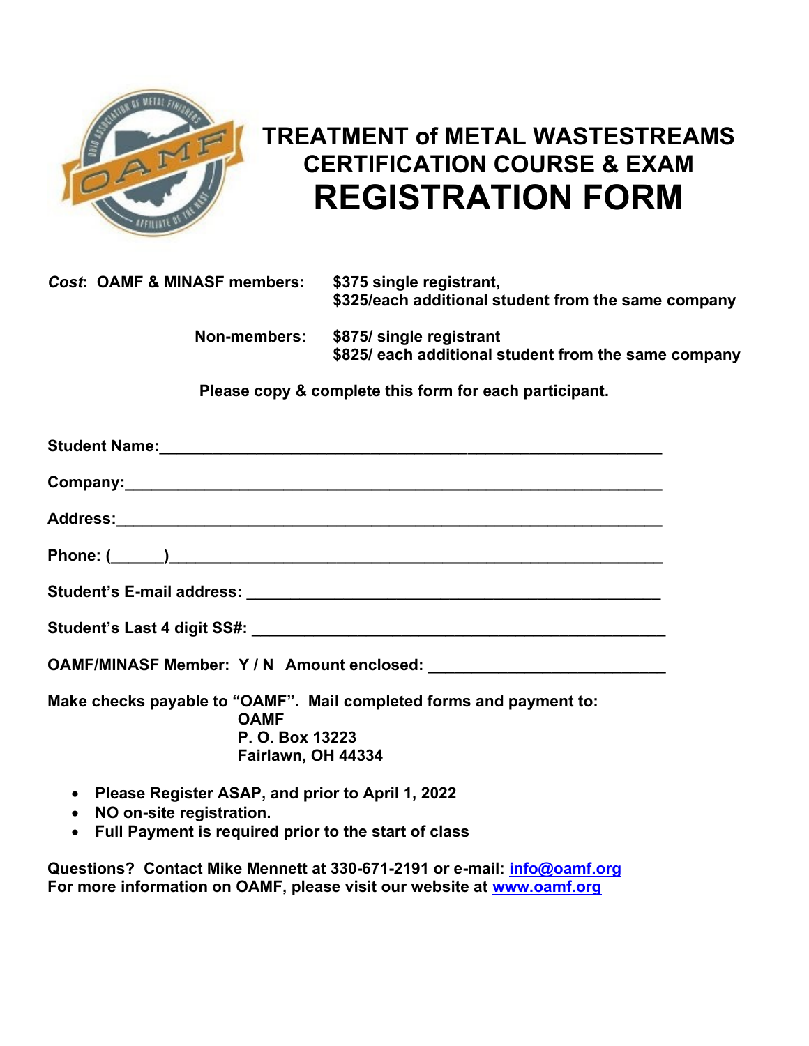# TREATMENT of METAL WASTESTREAMS CERTIFICATION COURSE & EXAM

# REGISTRATION FORM

***Cost*: OAMF & MINASF members:** **$375 single registrant,**
**$325/each additional student from the same company**

**Non-members:** **$875/ single registrant**
**$825/ each additional student from the same company**

**Please copy & complete this form for each participant.**

**Student Name:**_______________________________________________

**Company:**_______________________________________________

**Address:**_______________________________________________

**Phone: (______)**_______________________________________________

**Student's E-mail address:** _______________________________________________

**Student's Last 4 digit SS#:** _______________________________________________

**OAMF/MINASF Member: Y / N Amount enclosed:** ___________________________

**Make checks payable to "OAMF". Mail completed forms and payment to:**
**OAMF**
**P. O. Box 13223**
**Fairlawn, OH 44334**

- **Please Register ASAP, and prior to April 1, 2022**
- **NO on-site registration.**
- **Full Payment is required prior to the start of class**

**Questions? Contact Mike Mennett at 330-671-2191 or e-mail: [info@oamf.org](mailto:info@oamf.org)**
**For more information on OAMF, please visit our website at [www.oamf.org](http://www.oamf.org)**